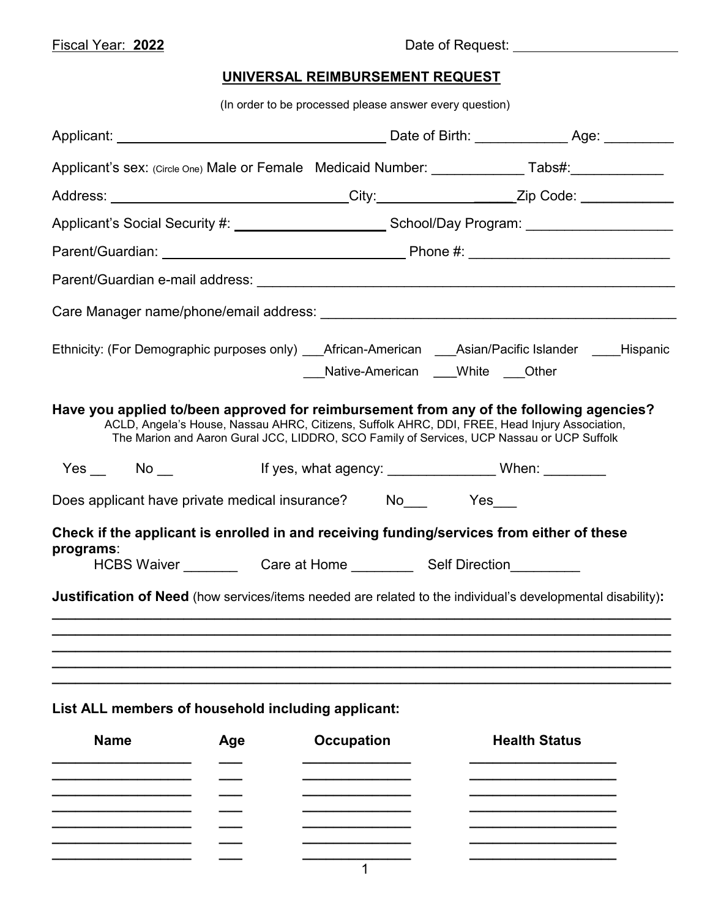Fiscal Year: **2022** Date of Request: ______________________

## UNIVERSAL REIMBURSEMENT REQUEST

(In order to be processed please answer every question)

Applicant: ______________________________ Date of Birth: ____________ Age: _________

Applicant's sex: (Circle One) Male or Female Medicaid Number: ____________ Tabs#:____________

Address: ______________________________City:____________________Zip Code: ____________

Applicant's Social Security #: ____________________ School/Day Program: __________________

Parent/Guardian: ______________________________ Phone #: __________________________

Parent/Guardian e-mail address: _____________________________________________________

Care Manager name/phone/email address: _______________________________________________

Ethnicity: (For Demographic purposes only) ___African-American ___Asian/Pacific Islander ____Hispanic ___Native-American ___White ___Other

**Have you applied to/been approved for reimbursement from any of the following agencies?**
ACLD, Angela's House, Nassau AHRC, Citizens, Suffolk AHRC, DDI, FREE, Head Injury Association, The Marion and Aaron Gural JCC, LIDDRO, SCO Family of Services, UCP Nassau or UCP Suffolk

Yes __ No __ If yes, what agency: ______________ When: ________

Does applicant have private medical insurance? No___ Yes___

**Check if the applicant is enrolled in and receiving funding/services from either of these programs**:
HCBS Waiver _______ Care at Home ________ Self Direction_________

**Justification of Need** (how services/items needed are related to the individual's developmental disability)**:**

______________________________________________________________________________
______________________________________________________________________________
______________________________________________________________________________
______________________________________________________________________________
______________________________________________________________________________

**List ALL members of household including applicant:**

| Name | Age | Occupation | Health Status |
|---|---|---|---|
| | | | |
| | | | |
| | | | |
| | | | |
| | | | |
| | | | |
| | | | |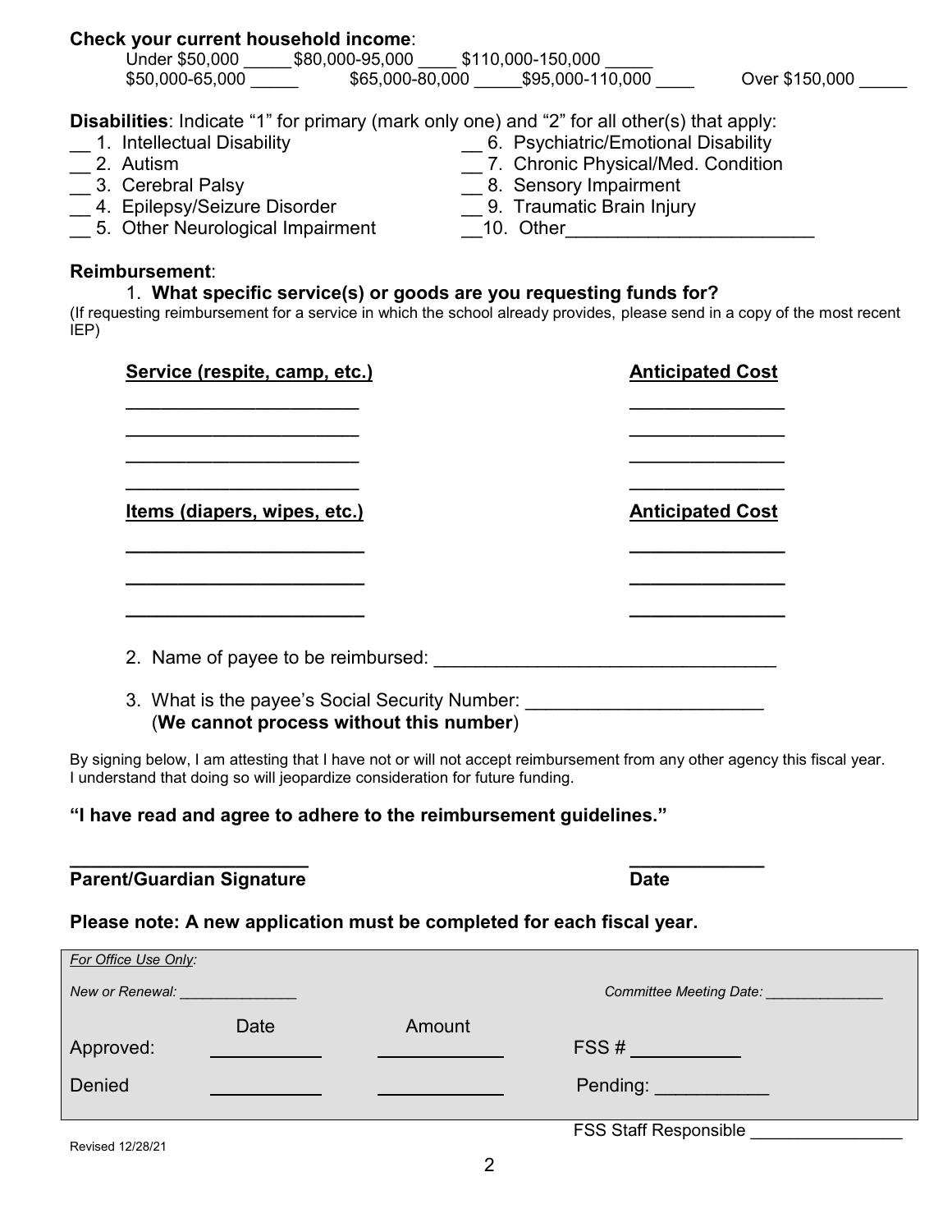**Check your current household income**:

Under $50,000 _____ $80,000-95,000 ____ $110,000-150,000 _____
$50,000-65,000 _____ $65,000-80,000 _____ $95,000-110,000 ____ Over $150,000 _____

**Disabilities**: Indicate "1" for primary (mark only one) and "2" for all other(s) that apply:

__ 1. Intellectual Disability
__ 2. Autism
__ 3. Cerebral Palsy
__ 4. Epilepsy/Seizure Disorder
__ 5. Other Neurological Impairment
__ 6. Psychiatric/Emotional Disability
__ 7. Chronic Physical/Med. Condition
__ 8. Sensory Impairment
__ 9. Traumatic Brain Injury
__10. Other________________________

**Reimbursement**:

1. **What specific service(s) or goods are you requesting funds for?**

(If requesting reimbursement for a service in which the school already provides, please send in a copy of the most recent IEP)

| **Service (respite, camp, etc.)** | **Anticipated Cost** |
|---|---|
| ______________________ | _______________ |
| ______________________ | _______________ |
| ______________________ | _______________ |
| ______________________ | _______________ |

| **Items (diapers, wipes, etc.)** | **Anticipated Cost** |
|---|---|
| ______________________ | _______________ |
| ______________________ | _______________ |
| ______________________ | _______________ |

2. Name of payee to be reimbursed: _________________________________

3. What is the payee's Social Security Number: _______________________
(**We cannot process without this number**)

By signing below, I am attesting that I have not or will not accept reimbursement from any other agency this fiscal year. I understand that doing so will jeopardize consideration for future funding.

**"I have read and agree to adhere to the reimbursement guidelines."**

______________________ ____________
**Parent/Guardian Signature** **Date**

**Please note: A new application must be completed for each fiscal year.**

*For Office Use Only:*

*New or Renewal:* ______________ *Committee Meeting Date:* ______________

| | Date | Amount | |
|---|---|---|---|
| Approved: | __________ | ___________ | FSS # __________ |
| Denied | __________ | ___________ | Pending: ___________ |

FSS Staff Responsible ________________

Revised 12/28/21